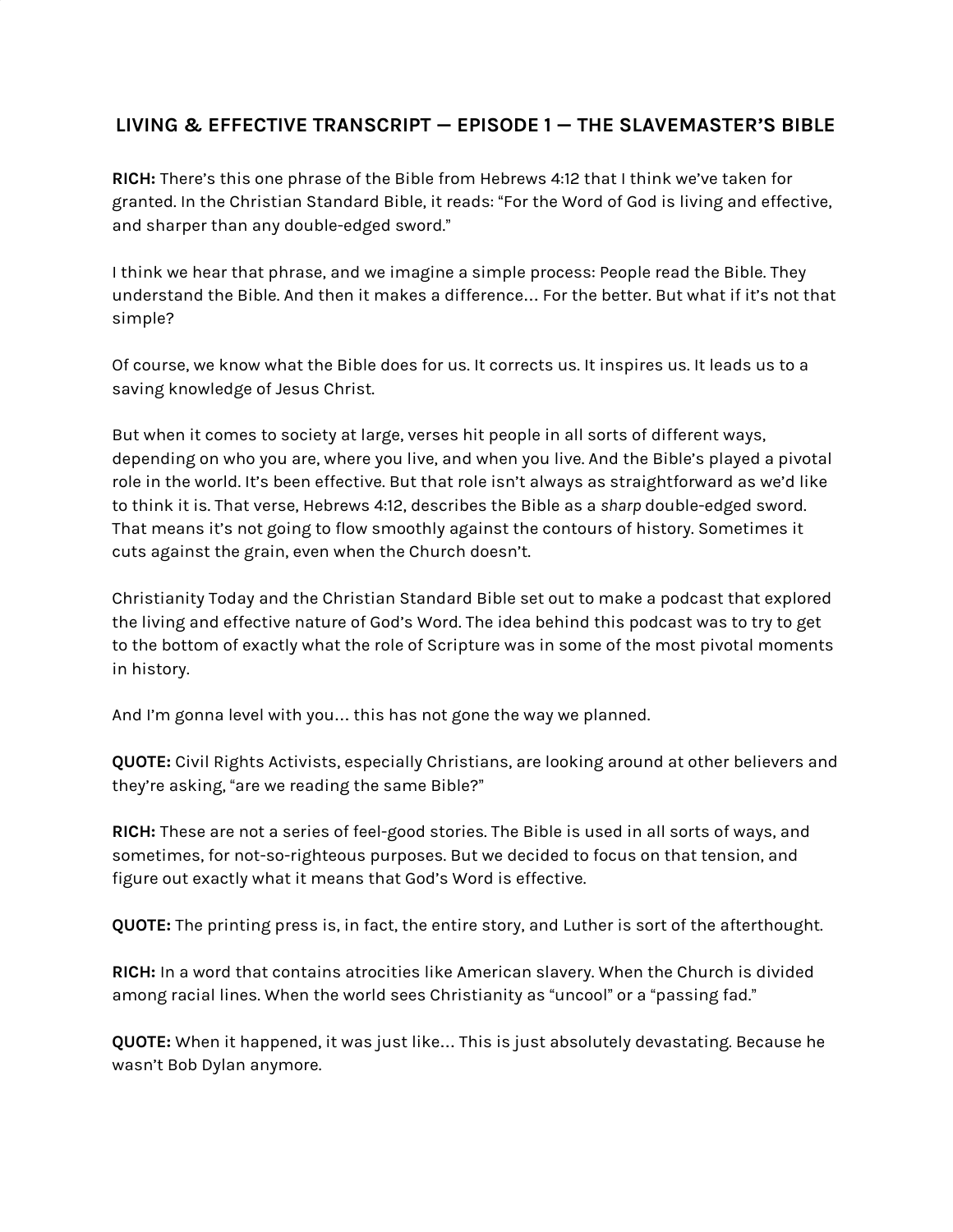# LIVING & EFFECTIVE TRANSCRIPT — EPISODE 1 — THE SLAVEMASTER'S BIBLE

**RICH:** There's this one phrase of the Bible from Hebrews 4:12 that I think we've taken for granted. In the Christian Standard Bible, it reads: "For the Word of God is living and effective, and sharper than any double-edged sword."

I think we hear that phrase, and we imagine a simple process: People read the Bible. They understand the Bible. And then it makes a difference… For the better. But what if it's not that simple?

Of course, we know what the Bible does for us. It corrects us. It inspires us. It leads us to a saving knowledge of Jesus Christ.

But when it comes to society at large, verses hit people in all sorts of different ways, depending on who you are, where you live, and when you live. And the Bible's played a pivotal role in the world. It's been effective. But that role isn't always as straightforward as we'd like to think it is. That verse, Hebrews 4:12, describes the Bible as a *sharp* double-edged sword. That means it's not going to flow smoothly against the contours of history. Sometimes it cuts against the grain, even when the Church doesn't.

Christianity Today and the Christian Standard Bible set out to make a podcast that explored the living and effective nature of God's Word. The idea behind this podcast was to try to get to the bottom of exactly what the role of Scripture was in some of the most pivotal moments in history.

And I'm gonna level with you… this has not gone the way we planned.

**QUOTE:** Civil Rights Activists, especially Christians, are looking around at other believers and they're asking, "are we reading the same Bible?"

**RICH:** These are not a series of feel-good stories. The Bible is used in all sorts of ways, and sometimes, for not-so-righteous purposes. But we decided to focus on that tension, and figure out exactly what it means that God's Word is effective.

**QUOTE:** The printing press is, in fact, the entire story, and Luther is sort of the afterthought.

**RICH:** In a word that contains atrocities like American slavery. When the Church is divided among racial lines. When the world sees Christianity as "uncool" or a "passing fad."

**QUOTE:** When it happened, it was just like… This is just absolutely devastating. Because he wasn't Bob Dylan anymore.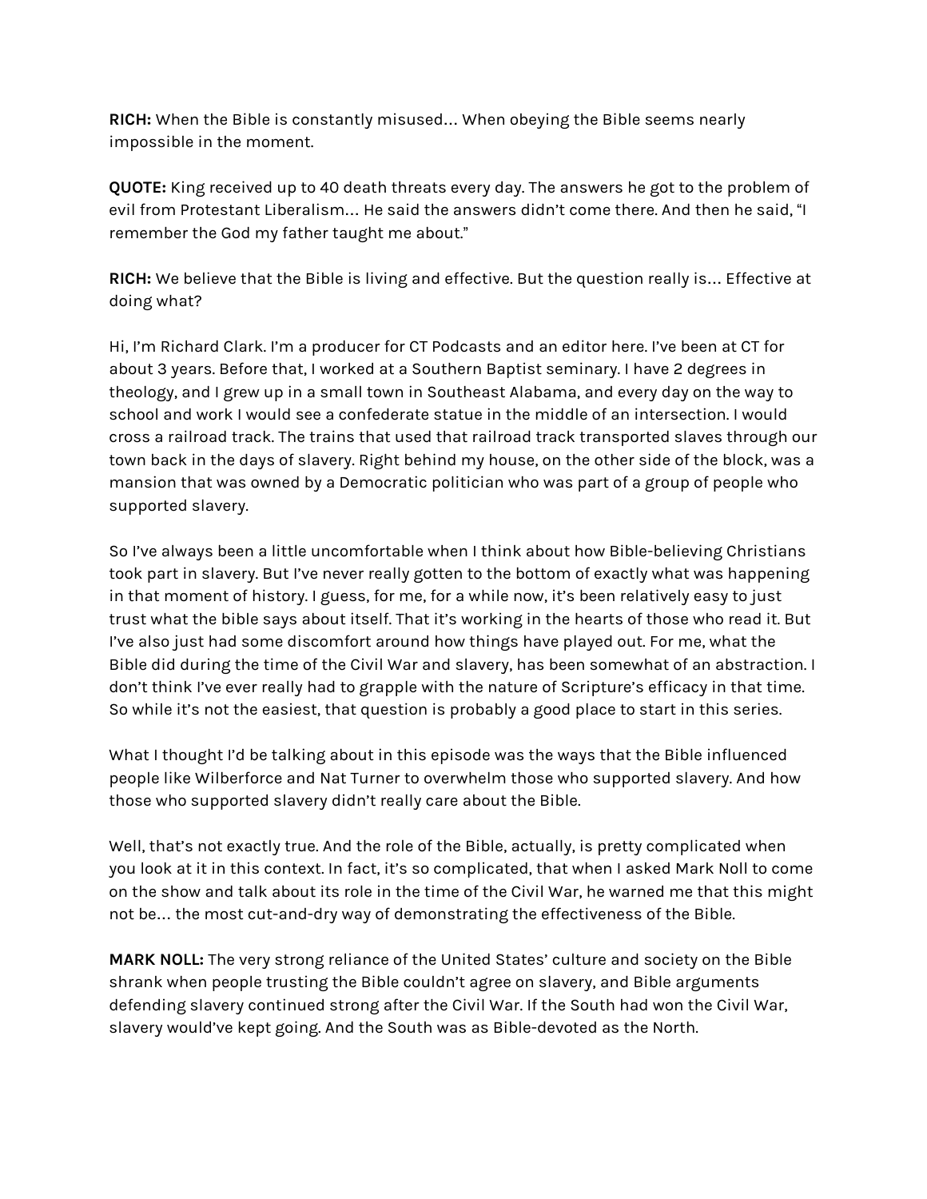**RICH:** When the Bible is constantly misused… When obeying the Bible seems nearly impossible in the moment.

**QUOTE:** King received up to 40 death threats every day. The answers he got to the problem of evil from Protestant Liberalism… He said the answers didn't come there. And then he said, "I remember the God my father taught me about."

**RICH:** We believe that the Bible is living and effective. But the question really is… Effective at doing what?

Hi, I'm Richard Clark. I'm a producer for CT Podcasts and an editor here. I've been at CT for about 3 years. Before that, I worked at a Southern Baptist seminary. I have 2 degrees in theology, and I grew up in a small town in Southeast Alabama, and every day on the way to school and work I would see a confederate statue in the middle of an intersection. I would cross a railroad track. The trains that used that railroad track transported slaves through our town back in the days of slavery. Right behind my house, on the other side of the block, was a mansion that was owned by a Democratic politician who was part of a group of people who supported slavery.

So I've always been a little uncomfortable when I think about how Bible-believing Christians took part in slavery. But I've never really gotten to the bottom of exactly what was happening in that moment of history. I guess, for me, for a while now, it's been relatively easy to just trust what the bible says about itself. That it's working in the hearts of those who read it. But I've also just had some discomfort around how things have played out. For me, what the Bible did during the time of the Civil War and slavery, has been somewhat of an abstraction. I don't think I've ever really had to grapple with the nature of Scripture's efficacy in that time. So while it's not the easiest, that question is probably a good place to start in this series.

What I thought I'd be talking about in this episode was the ways that the Bible influenced people like Wilberforce and Nat Turner to overwhelm those who supported slavery. And how those who supported slavery didn't really care about the Bible.

Well, that's not exactly true. And the role of the Bible, actually, is pretty complicated when you look at it in this context. In fact, it's so complicated, that when I asked Mark Noll to come on the show and talk about its role in the time of the Civil War, he warned me that this might not be… the most cut-and-dry way of demonstrating the effectiveness of the Bible.

**MARK NOLL:** The very strong reliance of the United States' culture and society on the Bible shrank when people trusting the Bible couldn't agree on slavery, and Bible arguments defending slavery continued strong after the Civil War. If the South had won the Civil War, slavery would've kept going. And the South was as Bible-devoted as the North.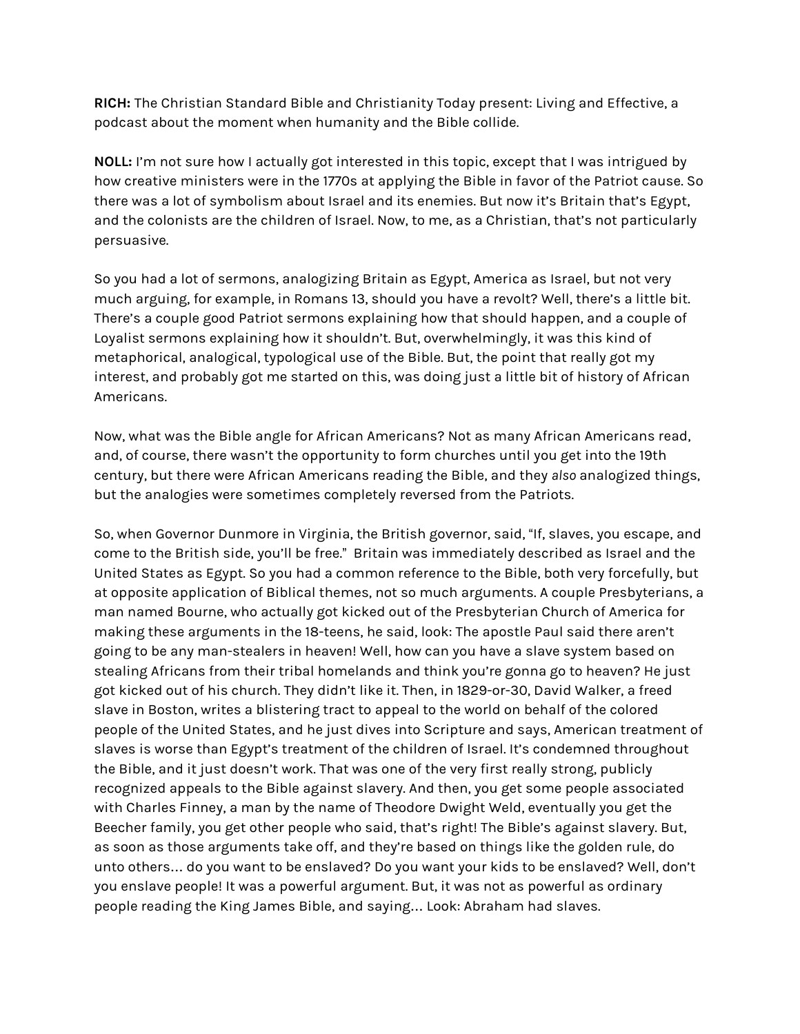**RICH:** The Christian Standard Bible and Christianity Today present: Living and Effective, a podcast about the moment when humanity and the Bible collide.

**NOLL:** I'm not sure how I actually got interested in this topic, except that I was intrigued by how creative ministers were in the 1770s at applying the Bible in favor of the Patriot cause. So there was a lot of symbolism about Israel and its enemies. But now it's Britain that's Egypt, and the colonists are the children of Israel. Now, to me, as a Christian, that's not particularly persuasive.

So you had a lot of sermons, analogizing Britain as Egypt, America as Israel, but not very much arguing, for example, in Romans 13, should you have a revolt? Well, there's a little bit. There's a couple good Patriot sermons explaining how that should happen, and a couple of Loyalist sermons explaining how it shouldn't. But, overwhelmingly, it was this kind of metaphorical, analogical, typological use of the Bible. But, the point that really got my interest, and probably got me started on this, was doing just a little bit of history of African Americans.

Now, what was the Bible angle for African Americans? Not as many African Americans read, and, of course, there wasn't the opportunity to form churches until you get into the 19th century, but there were African Americans reading the Bible, and they *also* analogized things, but the analogies were sometimes completely reversed from the Patriots.

So, when Governor Dunmore in Virginia, the British governor, said, "If, slaves, you escape, and come to the British side, you'll be free." Britain was immediately described as Israel and the United States as Egypt. So you had a common reference to the Bible, both very forcefully, but at opposite application of Biblical themes, not so much arguments. A couple Presbyterians, a man named Bourne, who actually got kicked out of the Presbyterian Church of America for making these arguments in the 18-teens, he said, look: The apostle Paul said there aren't going to be any man-stealers in heaven! Well, how can you have a slave system based on stealing Africans from their tribal homelands and think you're gonna go to heaven? He just got kicked out of his church. They didn't like it. Then, in 1829-or-30, David Walker, a freed slave in Boston, writes a blistering tract to appeal to the world on behalf of the colored people of the United States, and he just dives into Scripture and says, American treatment of slaves is worse than Egypt's treatment of the children of Israel. It's condemned throughout the Bible, and it just doesn't work. That was one of the very first really strong, publicly recognized appeals to the Bible against slavery. And then, you get some people associated with Charles Finney, a man by the name of Theodore Dwight Weld, eventually you get the Beecher family, you get other people who said, that's right! The Bible's against slavery. But, as soon as those arguments take off, and they're based on things like the golden rule, do unto others… do you want to be enslaved? Do you want your kids to be enslaved? Well, don't you enslave people! It was a powerful argument. But, it was not as powerful as ordinary people reading the King James Bible, and saying… Look: Abraham had slaves.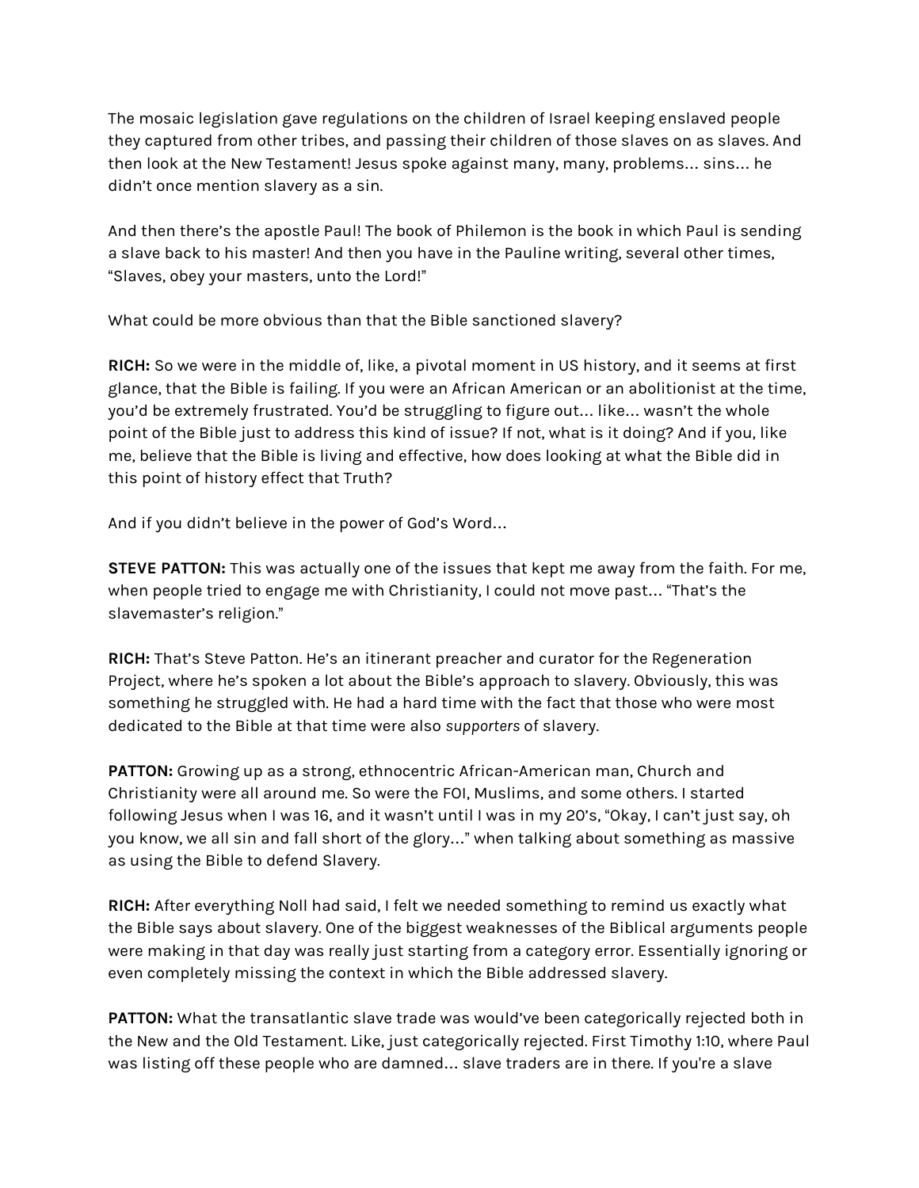The mosaic legislation gave regulations on the children of Israel keeping enslaved people they captured from other tribes, and passing their children of those slaves on as slaves. And then look at the New Testament! Jesus spoke against many, many, problems… sins… he didn't once mention slavery as a sin.

And then there's the apostle Paul! The book of Philemon is the book in which Paul is sending a slave back to his master! And then you have in the Pauline writing, several other times, "Slaves, obey your masters, unto the Lord!"

What could be more obvious than that the Bible sanctioned slavery?

**RICH:** So we were in the middle of, like, a pivotal moment in US history, and it seems at first glance, that the Bible is failing. If you were an African American or an abolitionist at the time, you'd be extremely frustrated. You'd be struggling to figure out… like… wasn't the whole point of the Bible just to address this kind of issue? If not, what is it doing? And if you, like me, believe that the Bible is living and effective, how does looking at what the Bible did in this point of history effect that Truth?

And if you didn't believe in the power of God's Word…

**STEVE PATTON:** This was actually one of the issues that kept me away from the faith. For me, when people tried to engage me with Christianity, I could not move past… "That's the slavemaster's religion."

**RICH:** That's Steve Patton. He's an itinerant preacher and curator for the Regeneration Project, where he's spoken a lot about the Bible's approach to slavery. Obviously, this was something he struggled with. He had a hard time with the fact that those who were most dedicated to the Bible at that time were also *supporters* of slavery.

**PATTON:** Growing up as a strong, ethnocentric African-American man, Church and Christianity were all around me. So were the FOI, Muslims, and some others. I started following Jesus when I was 16, and it wasn't until I was in my 20's, "Okay, I can't just say, oh you know, we all sin and fall short of the glory…" when talking about something as massive as using the Bible to defend Slavery.

**RICH:** After everything Noll had said, I felt we needed something to remind us exactly what the Bible says about slavery. One of the biggest weaknesses of the Biblical arguments people were making in that day was really just starting from a category error. Essentially ignoring or even completely missing the context in which the Bible addressed slavery.

**PATTON:** What the transatlantic slave trade was would've been categorically rejected both in the New and the Old Testament. Like, just categorically rejected. First Timothy 1:10, where Paul was listing off these people who are damned… slave traders are in there. If you're a slave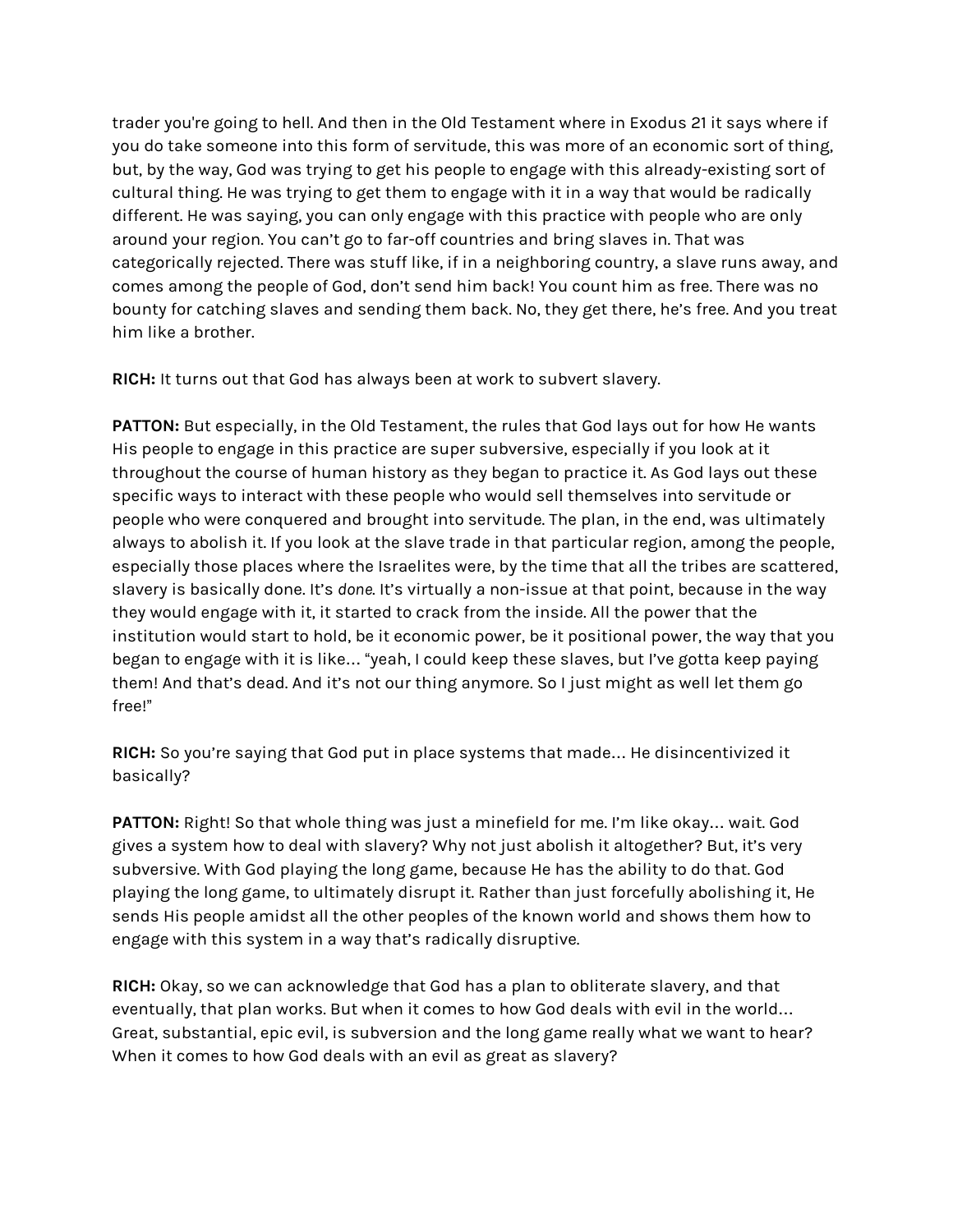trader you're going to hell. And then in the Old Testament where in Exodus 21 it says where if you do take someone into this form of servitude, this was more of an economic sort of thing, but, by the way, God was trying to get his people to engage with this already-existing sort of cultural thing. He was trying to get them to engage with it in a way that would be radically different. He was saying, you can only engage with this practice with people who are only around your region. You can't go to far-off countries and bring slaves in. That was categorically rejected. There was stuff like, if in a neighboring country, a slave runs away, and comes among the people of God, don't send him back! You count him as free. There was no bounty for catching slaves and sending them back. No, they get there, he's free. And you treat him like a brother.

**RICH:** It turns out that God has always been at work to subvert slavery.

**PATTON:** But especially, in the Old Testament, the rules that God lays out for how He wants His people to engage in this practice are super subversive, especially if you look at it throughout the course of human history as they began to practice it. As God lays out these specific ways to interact with these people who would sell themselves into servitude or people who were conquered and brought into servitude. The plan, in the end, was ultimately always to abolish it. If you look at the slave trade in that particular region, among the people, especially those places where the Israelites were, by the time that all the tribes are scattered, slavery is basically done. It's *done.* It's virtually a non-issue at that point, because in the way they would engage with it, it started to crack from the inside. All the power that the institution would start to hold, be it economic power, be it positional power, the way that you began to engage with it is like… "yeah, I could keep these slaves, but I've gotta keep paying them! And that's dead. And it's not our thing anymore. So I just might as well let them go free!"

**RICH:** So you're saying that God put in place systems that made… He disincentivized it basically?

**PATTON:** Right! So that whole thing was just a minefield for me. I'm like okay… wait. God gives a system how to deal with slavery? Why not just abolish it altogether? But, it's very subversive. With God playing the long game, because He has the ability to do that. God playing the long game, to ultimately disrupt it. Rather than just forcefully abolishing it, He sends His people amidst all the other peoples of the known world and shows them how to engage with this system in a way that's radically disruptive.

**RICH:** Okay, so we can acknowledge that God has a plan to obliterate slavery, and that eventually, that plan works. But when it comes to how God deals with evil in the world… Great, substantial, epic evil, is subversion and the long game really what we want to hear? When it comes to how God deals with an evil as great as slavery?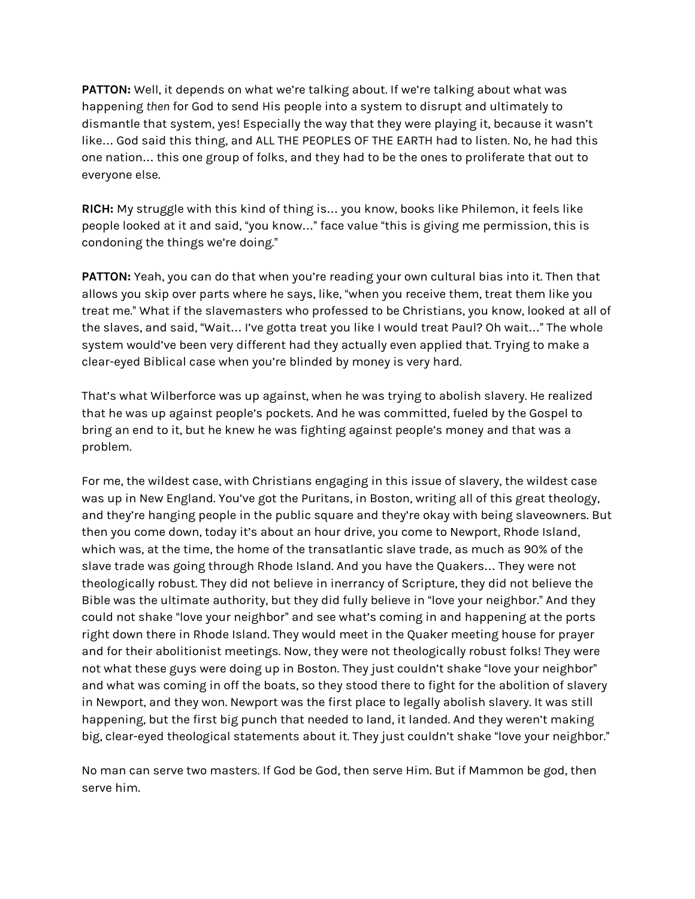**PATTON:** Well, it depends on what we're talking about. If we're talking about what was happening *then* for God to send His people into a system to disrupt and ultimately to dismantle that system, yes! Especially the way that they were playing it, because it wasn't like… God said this thing, and ALL THE PEOPLES OF THE EARTH had to listen. No, he had this one nation… this one group of folks, and they had to be the ones to proliferate that out to everyone else.

**RICH:** My struggle with this kind of thing is… you know, books like Philemon, it feels like people looked at it and said, "you know…" face value "this is giving me permission, this is condoning the things we're doing."

**PATTON:** Yeah, you can do that when you're reading your own cultural bias into it. Then that allows you skip over parts where he says, like, "when you receive them, treat them like you treat me." What if the slavemasters who professed to be Christians, you know, looked at all of the slaves, and said, "Wait… I've gotta treat you like I would treat Paul? Oh wait…" The whole system would've been very different had they actually even applied that. Trying to make a clear-eyed Biblical case when you're blinded by money is very hard.

That's what Wilberforce was up against, when he was trying to abolish slavery. He realized that he was up against people's pockets. And he was committed, fueled by the Gospel to bring an end to it, but he knew he was fighting against people's money and that was a problem.

For me, the wildest case, with Christians engaging in this issue of slavery, the wildest case was up in New England. You've got the Puritans, in Boston, writing all of this great theology, and they're hanging people in the public square and they're okay with being slaveowners. But then you come down, today it's about an hour drive, you come to Newport, Rhode Island, which was, at the time, the home of the transatlantic slave trade, as much as 90% of the slave trade was going through Rhode Island. And you have the Quakers… They were not theologically robust. They did not believe in inerrancy of Scripture, they did not believe the Bible was the ultimate authority, but they did fully believe in "love your neighbor." And they could not shake "love your neighbor" and see what's coming in and happening at the ports right down there in Rhode Island. They would meet in the Quaker meeting house for prayer and for their abolitionist meetings. Now, they were not theologically robust folks! They were not what these guys were doing up in Boston. They just couldn't shake "love your neighbor" and what was coming in off the boats, so they stood there to fight for the abolition of slavery in Newport, and they won. Newport was the first place to legally abolish slavery. It was still happening, but the first big punch that needed to land, it landed. And they weren't making big, clear-eyed theological statements about it. They just couldn't shake "love your neighbor."

No man can serve two masters. If God be God, then serve Him. But if Mammon be god, then serve him.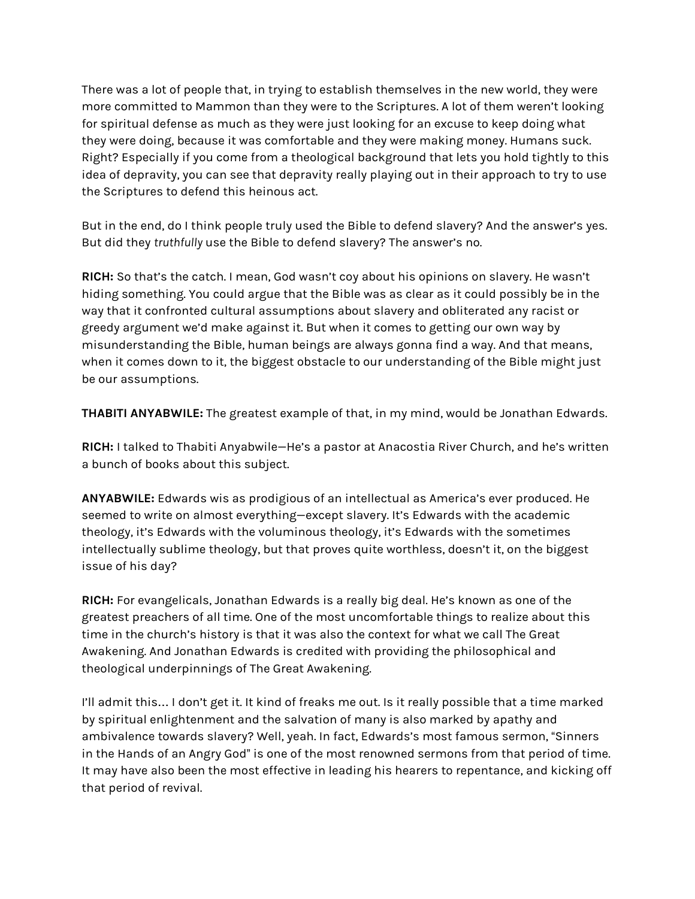There was a lot of people that, in trying to establish themselves in the new world, they were more committed to Mammon than they were to the Scriptures. A lot of them weren't looking for spiritual defense as much as they were just looking for an excuse to keep doing what they were doing, because it was comfortable and they were making money. Humans suck. Right? Especially if you come from a theological background that lets you hold tightly to this idea of depravity, you can see that depravity really playing out in their approach to try to use the Scriptures to defend this heinous act.

But in the end, do I think people truly used the Bible to defend slavery? And the answer's yes. But did they *truthfully* use the Bible to defend slavery? The answer's no.

**RICH:** So that's the catch. I mean, God wasn't coy about his opinions on slavery. He wasn't hiding something. You could argue that the Bible was as clear as it could possibly be in the way that it confronted cultural assumptions about slavery and obliterated any racist or greedy argument we'd make against it. But when it comes to getting our own way by misunderstanding the Bible, human beings are always gonna find a way. And that means, when it comes down to it, the biggest obstacle to our understanding of the Bible might just be our assumptions.

**THABITI ANYABWILE:** The greatest example of that, in my mind, would be Jonathan Edwards.

**RICH:** I talked to Thabiti Anyabwile—He's a pastor at Anacostia River Church, and he's written a bunch of books about this subject.

**ANYABWILE:** Edwards wis as prodigious of an intellectual as America's ever produced. He seemed to write on almost everything—except slavery. It's Edwards with the academic theology, it's Edwards with the voluminous theology, it's Edwards with the sometimes intellectually sublime theology, but that proves quite worthless, doesn't it, on the biggest issue of his day?

**RICH:** For evangelicals, Jonathan Edwards is a really big deal. He's known as one of the greatest preachers of all time. One of the most uncomfortable things to realize about this time in the church's history is that it was also the context for what we call The Great Awakening. And Jonathan Edwards is credited with providing the philosophical and theological underpinnings of The Great Awakening.

I'll admit this… I don't get it. It kind of freaks me out. Is it really possible that a time marked by spiritual enlightenment and the salvation of many is also marked by apathy and ambivalence towards slavery? Well, yeah. In fact, Edwards's most famous sermon, "Sinners in the Hands of an Angry God" is one of the most renowned sermons from that period of time. It may have also been the most effective in leading his hearers to repentance, and kicking off that period of revival.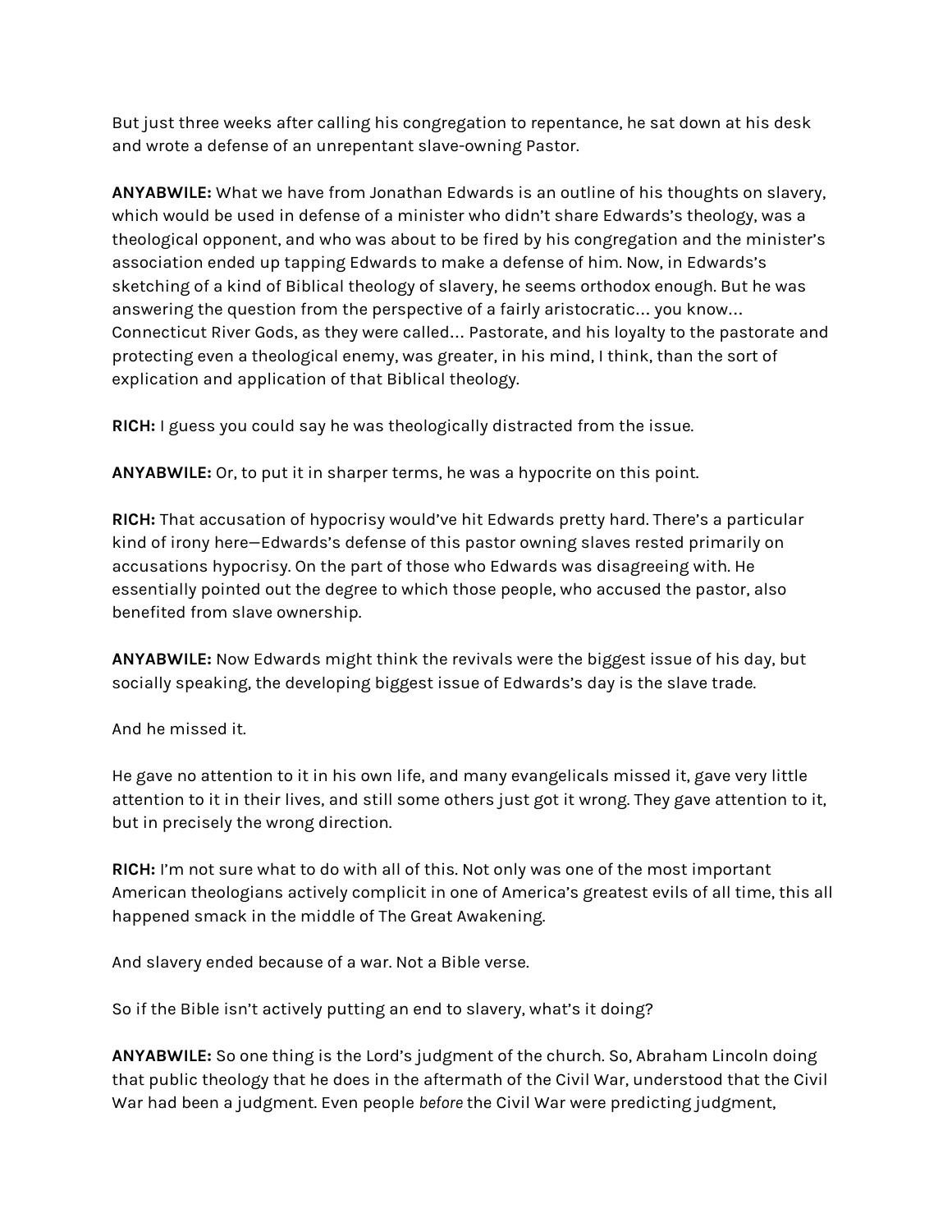But just three weeks after calling his congregation to repentance, he sat down at his desk and wrote a defense of an unrepentant slave-owning Pastor.

**ANYABWILE:** What we have from Jonathan Edwards is an outline of his thoughts on slavery, which would be used in defense of a minister who didn't share Edwards's theology, was a theological opponent, and who was about to be fired by his congregation and the minister's association ended up tapping Edwards to make a defense of him. Now, in Edwards's sketching of a kind of Biblical theology of slavery, he seems orthodox enough. But he was answering the question from the perspective of a fairly aristocratic… you know… Connecticut River Gods, as they were called… Pastorate, and his loyalty to the pastorate and protecting even a theological enemy, was greater, in his mind, I think, than the sort of explication and application of that Biblical theology.

**RICH:** I guess you could say he was theologically distracted from the issue.

**ANYABWILE:** Or, to put it in sharper terms, he was a hypocrite on this point.

**RICH:** That accusation of hypocrisy would've hit Edwards pretty hard. There's a particular kind of irony here—Edwards's defense of this pastor owning slaves rested primarily on accusations hypocrisy. On the part of those who Edwards was disagreeing with. He essentially pointed out the degree to which those people, who accused the pastor, also benefited from slave ownership.

**ANYABWILE:** Now Edwards might think the revivals were the biggest issue of his day, but socially speaking, the developing biggest issue of Edwards's day is the slave trade.

And he missed it.

He gave no attention to it in his own life, and many evangelicals missed it, gave very little attention to it in their lives, and still some others just got it wrong. They gave attention to it, but in precisely the wrong direction.

**RICH:** I'm not sure what to do with all of this. Not only was one of the most important American theologians actively complicit in one of America's greatest evils of all time, this all happened smack in the middle of The Great Awakening.

And slavery ended because of a war. Not a Bible verse.

So if the Bible isn't actively putting an end to slavery, what's it doing?

**ANYABWILE:** So one thing is the Lord's judgment of the church. So, Abraham Lincoln doing that public theology that he does in the aftermath of the Civil War, understood that the Civil War had been a judgment. Even people *before* the Civil War were predicting judgment,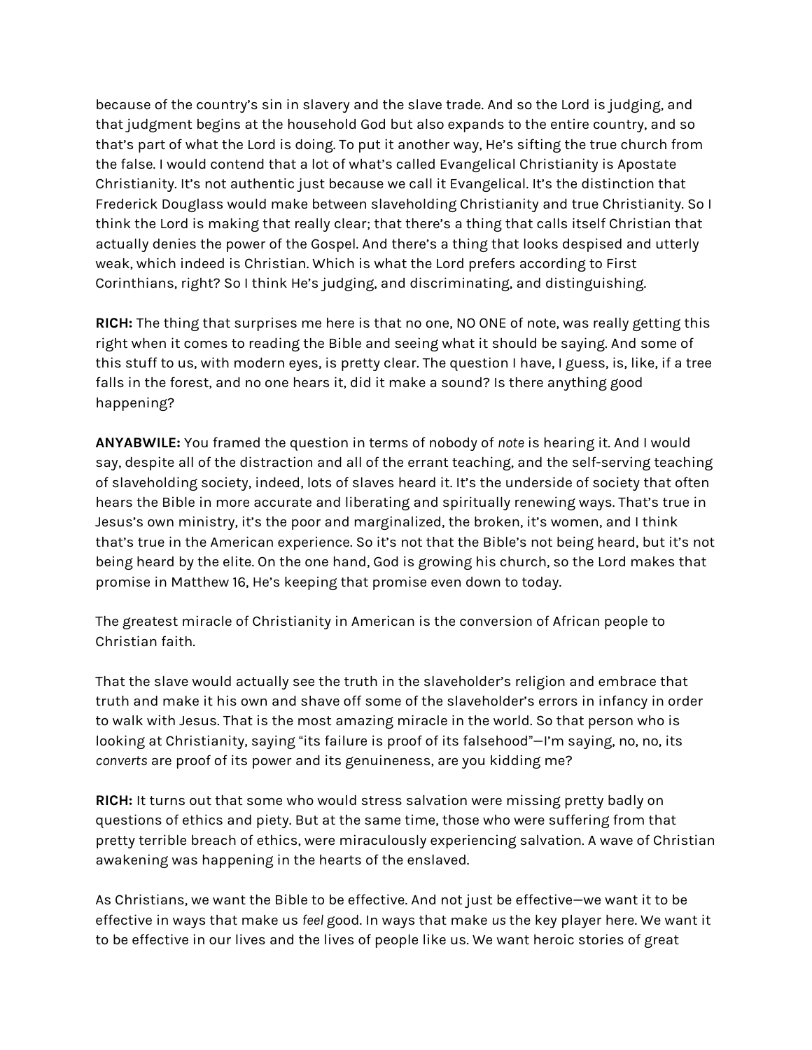because of the country's sin in slavery and the slave trade. And so the Lord is judging, and that judgment begins at the household God but also expands to the entire country, and so that's part of what the Lord is doing. To put it another way, He's sifting the true church from the false. I would contend that a lot of what's called Evangelical Christianity is Apostate Christianity. It's not authentic just because we call it Evangelical. It's the distinction that Frederick Douglass would make between slaveholding Christianity and true Christianity. So I think the Lord is making that really clear; that there's a thing that calls itself Christian that actually denies the power of the Gospel. And there's a thing that looks despised and utterly weak, which indeed is Christian. Which is what the Lord prefers according to First Corinthians, right? So I think He's judging, and discriminating, and distinguishing.

**RICH:** The thing that surprises me here is that no one, NO ONE of note, was really getting this right when it comes to reading the Bible and seeing what it should be saying. And some of this stuff to us, with modern eyes, is pretty clear. The question I have, I guess, is, like, if a tree falls in the forest, and no one hears it, did it make a sound? Is there anything good happening?

**ANYABWILE:** You framed the question in terms of nobody of *note* is hearing it. And I would say, despite all of the distraction and all of the errant teaching, and the self-serving teaching of slaveholding society, indeed, lots of slaves heard it. It's the underside of society that often hears the Bible in more accurate and liberating and spiritually renewing ways. That's true in Jesus's own ministry, it's the poor and marginalized, the broken, it's women, and I think that's true in the American experience. So it's not that the Bible's not being heard, but it's not being heard by the elite. On the one hand, God is growing his church, so the Lord makes that promise in Matthew 16, He's keeping that promise even down to today.

The greatest miracle of Christianity in American is the conversion of African people to Christian faith.

That the slave would actually see the truth in the slaveholder's religion and embrace that truth and make it his own and shave off some of the slaveholder's errors in infancy in order to walk with Jesus. That is the most amazing miracle in the world. So that person who is looking at Christianity, saying "its failure is proof of its falsehood"—I'm saying, no, no, its *converts* are proof of its power and its genuineness, are you kidding me?

**RICH:** It turns out that some who would stress salvation were missing pretty badly on questions of ethics and piety. But at the same time, those who were suffering from that pretty terrible breach of ethics, were miraculously experiencing salvation. A wave of Christian awakening was happening in the hearts of the enslaved.

As Christians, we want the Bible to be effective. And not just be effective—we want it to be effective in ways that make us *feel* good. In ways that make *us* the key player here. We want it to be effective in our lives and the lives of people like us. We want heroic stories of great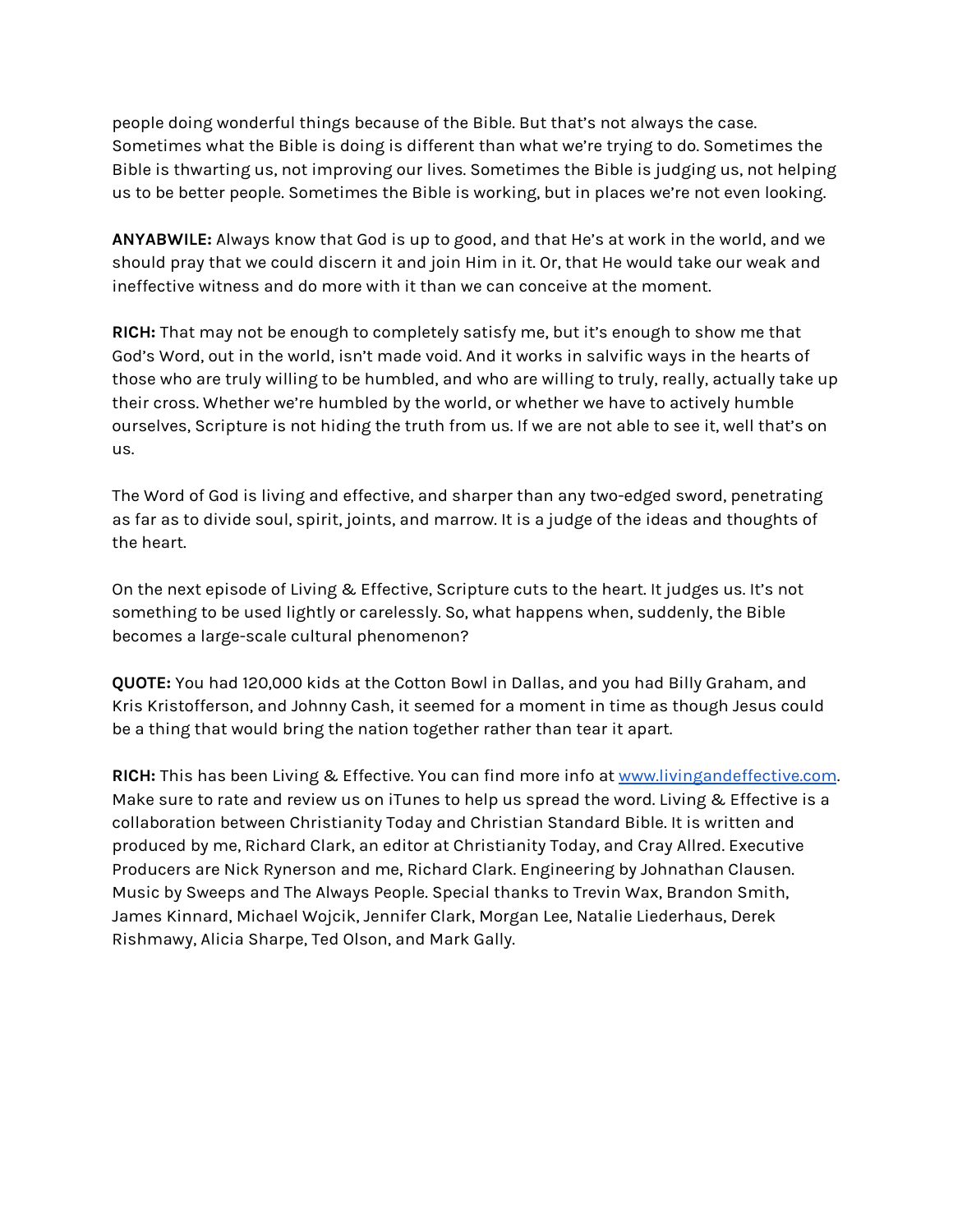people doing wonderful things because of the Bible. But that's not always the case. Sometimes what the Bible is doing is different than what we're trying to do. Sometimes the Bible is thwarting us, not improving our lives. Sometimes the Bible is judging us, not helping us to be better people. Sometimes the Bible is working, but in places we're not even looking.

**ANYABWILE:** Always know that God is up to good, and that He's at work in the world, and we should pray that we could discern it and join Him in it. Or, that He would take our weak and ineffective witness and do more with it than we can conceive at the moment.

**RICH:** That may not be enough to completely satisfy me, but it's enough to show me that God's Word, out in the world, isn't made void. And it works in salvific ways in the hearts of those who are truly willing to be humbled, and who are willing to truly, really, actually take up their cross. Whether we're humbled by the world, or whether we have to actively humble ourselves, Scripture is not hiding the truth from us. If we are not able to see it, well that's on us.

The Word of God is living and effective, and sharper than any two-edged sword, penetrating as far as to divide soul, spirit, joints, and marrow. It is a judge of the ideas and thoughts of the heart.

On the next episode of Living & Effective, Scripture cuts to the heart. It judges us. It's not something to be used lightly or carelessly. So, what happens when, suddenly, the Bible becomes a large-scale cultural phenomenon?

**QUOTE:** You had 120,000 kids at the Cotton Bowl in Dallas, and you had Billy Graham, and Kris Kristofferson, and Johnny Cash, it seemed for a moment in time as though Jesus could be a thing that would bring the nation together rather than tear it apart.

**RICH:** This has been Living & Effective. You can find more info at [www.livingandeffective.com](http://www.livingandeffective.com). Make sure to rate and review us on iTunes to help us spread the word. Living & Effective is a collaboration between Christianity Today and Christian Standard Bible. It is written and produced by me, Richard Clark, an editor at Christianity Today, and Cray Allred. Executive Producers are Nick Rynerson and me, Richard Clark. Engineering by Johnathan Clausen. Music by Sweeps and The Always People. Special thanks to Trevin Wax, Brandon Smith, James Kinnard, Michael Wojcik, Jennifer Clark, Morgan Lee, Natalie Liederhaus, Derek Rishmawy, Alicia Sharpe, Ted Olson, and Mark Gally.